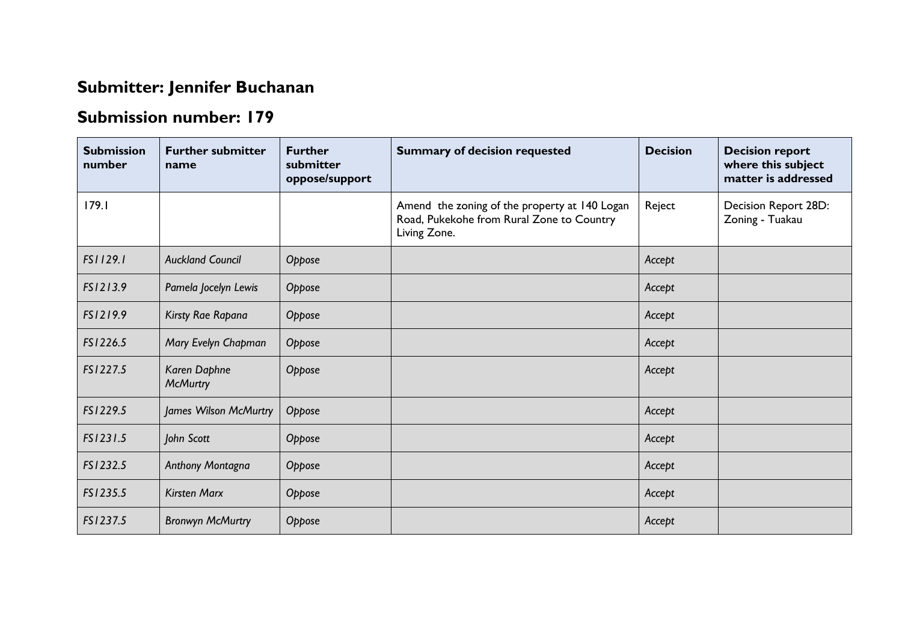## Submitter: Jennifer Buchanan

## Submission number: 179

| Submission number | Further submitter name | Further submitter oppose/support | Summary of decision requested | Decision | Decision report where this subject matter is addressed |
|---|---|---|---|---|---|
| 179.1 | | | Amend the zoning of the property at 140 Logan Road, Pukekohe from Rural Zone to Country Living Zone. | Reject | Decision Report 28D: Zoning - Tuakau |
| *FS1129.1* | *Auckland Council* | *Oppose* | | *Accept* | |
| *FS1213.9* | *Pamela Jocelyn Lewis* | *Oppose* | | *Accept* | |
| *FS1219.9* | *Kirsty Rae Rapana* | *Oppose* | | *Accept* | |
| *FS1226.5* | *Mary Evelyn Chapman* | *Oppose* | | *Accept* | |
| *FS1227.5* | *Karen Daphne McMurtry* | *Oppose* | | *Accept* | |
| *FS1229.5* | *James Wilson McMurtry* | *Oppose* | | *Accept* | |
| *FS1231.5* | *John Scott* | *Oppose* | | *Accept* | |
| *FS1232.5* | *Anthony Montagna* | *Oppose* | | *Accept* | |
| *FS1235.5* | *Kirsten Marx* | *Oppose* | | *Accept* | |
| *FS1237.5* | *Bronwyn McMurtry* | *Oppose* | | *Accept* | |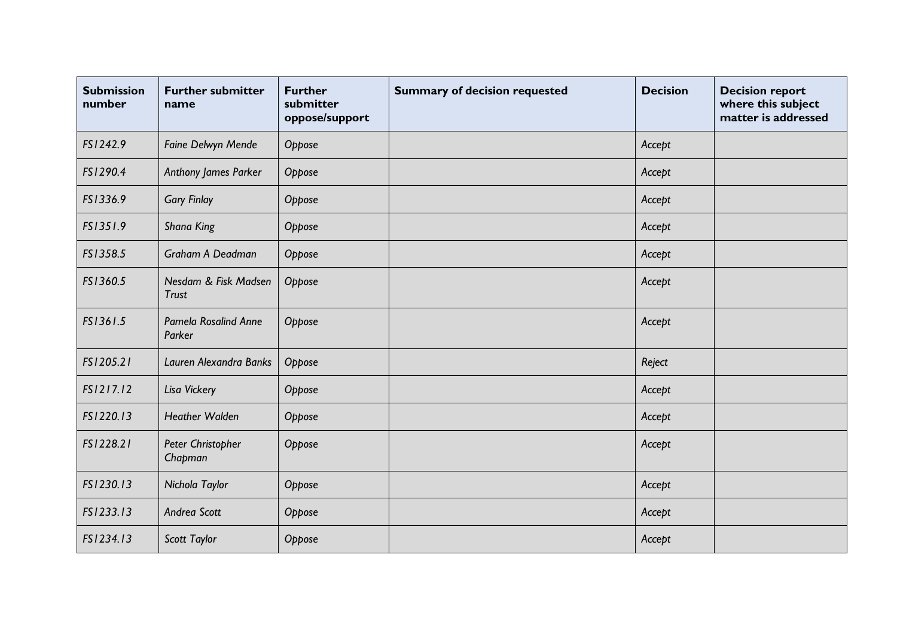| Submission number | Further submitter name | Further submitter oppose/support | Summary of decision requested | Decision | Decision report where this subject matter is addressed |
|---|---|---|---|---|---|
| *FS1242.9* | *Faine Delwyn Mende* | *Oppose* | | *Accept* | |
| *FS1290.4* | *Anthony James Parker* | *Oppose* | | *Accept* | |
| *FS1336.9* | *Gary Finlay* | *Oppose* | | *Accept* | |
| *FS1351.9* | *Shana King* | *Oppose* | | *Accept* | |
| *FS1358.5* | *Graham A Deadman* | *Oppose* | | *Accept* | |
| *FS1360.5* | *Nesdam & Fisk Madsen Trust* | *Oppose* | | *Accept* | |
| *FS1361.5* | *Pamela Rosalind Anne Parker* | *Oppose* | | *Accept* | |
| *FS1205.21* | *Lauren Alexandra Banks* | *Oppose* | | *Reject* | |
| *FS1217.12* | *Lisa Vickery* | *Oppose* | | *Accept* | |
| *FS1220.13* | *Heather Walden* | *Oppose* | | *Accept* | |
| *FS1228.21* | *Peter Christopher Chapman* | *Oppose* | | *Accept* | |
| *FS1230.13* | *Nichola Taylor* | *Oppose* | | *Accept* | |
| *FS1233.13* | *Andrea Scott* | *Oppose* | | *Accept* | |
| *FS1234.13* | *Scott Taylor* | *Oppose* | | *Accept* | |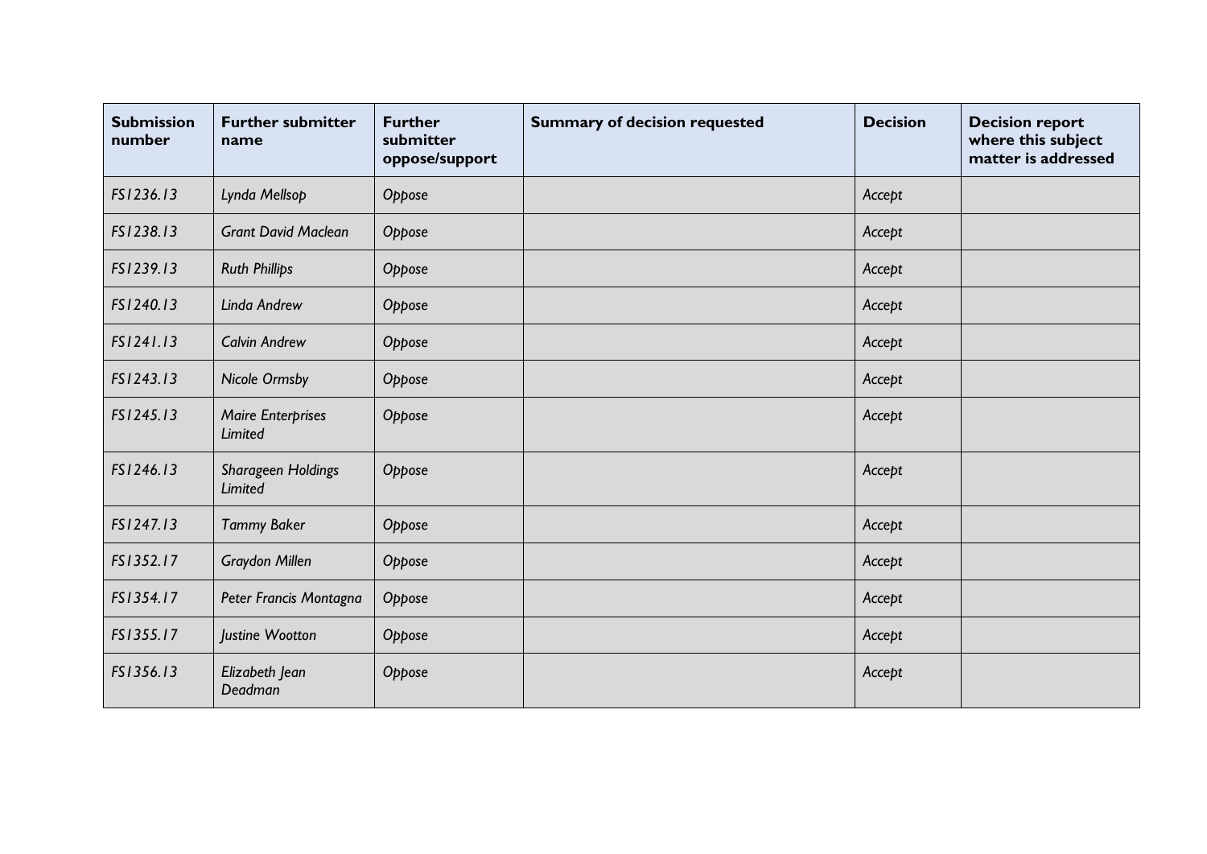| Submission number | Further submitter name | Further submitter oppose/support | Summary of decision requested | Decision | Decision report where this subject matter is addressed |
|---|---|---|---|---|---|
| *FS1236.13* | *Lynda Mellsop* | *Oppose* | | *Accept* | |
| *FS1238.13* | *Grant David Maclean* | *Oppose* | | *Accept* | |
| *FS1239.13* | *Ruth Phillips* | *Oppose* | | *Accept* | |
| *FS1240.13* | *Linda Andrew* | *Oppose* | | *Accept* | |
| *FS1241.13* | *Calvin Andrew* | *Oppose* | | *Accept* | |
| *FS1243.13* | *Nicole Ormsby* | *Oppose* | | *Accept* | |
| *FS1245.13* | *Maire Enterprises Limited* | *Oppose* | | *Accept* | |
| *FS1246.13* | *Sharageen Holdings Limited* | *Oppose* | | *Accept* | |
| *FS1247.13* | *Tammy Baker* | *Oppose* | | *Accept* | |
| *FS1352.17* | *Graydon Millen* | *Oppose* | | *Accept* | |
| *FS1354.17* | *Peter Francis Montagna* | *Oppose* | | *Accept* | |
| *FS1355.17* | *Justine Wootton* | *Oppose* | | *Accept* | |
| *FS1356.13* | *Elizabeth Jean Deadman* | *Oppose* | | *Accept* | |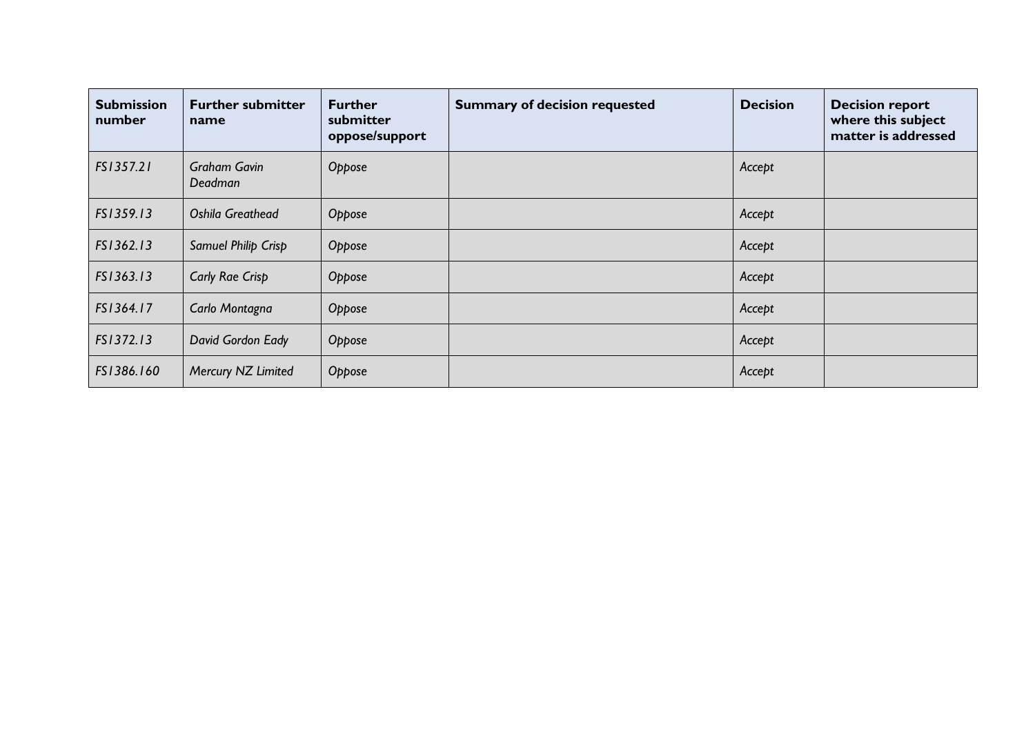| **Submission number** | **Further submitter name** | **Further submitter oppose/support** | **Summary of decision requested** | **Decision** | **Decision report where this subject matter is addressed** |
|---|---|---|---|---|---|
| *FS1357.21* | *Graham Gavin Deadman* | *Oppose* | | *Accept* | |
| *FS1359.13* | *Oshila Greathead* | *Oppose* | | *Accept* | |
| *FS1362.13* | *Samuel Philip Crisp* | *Oppose* | | *Accept* | |
| *FS1363.13* | *Carly Rae Crisp* | *Oppose* | | *Accept* | |
| *FS1364.17* | *Carlo Montagna* | *Oppose* | | *Accept* | |
| *FS1372.13* | *David Gordon Eady* | *Oppose* | | *Accept* | |
| *FS1386.160* | *Mercury NZ Limited* | *Oppose* | | *Accept* | |